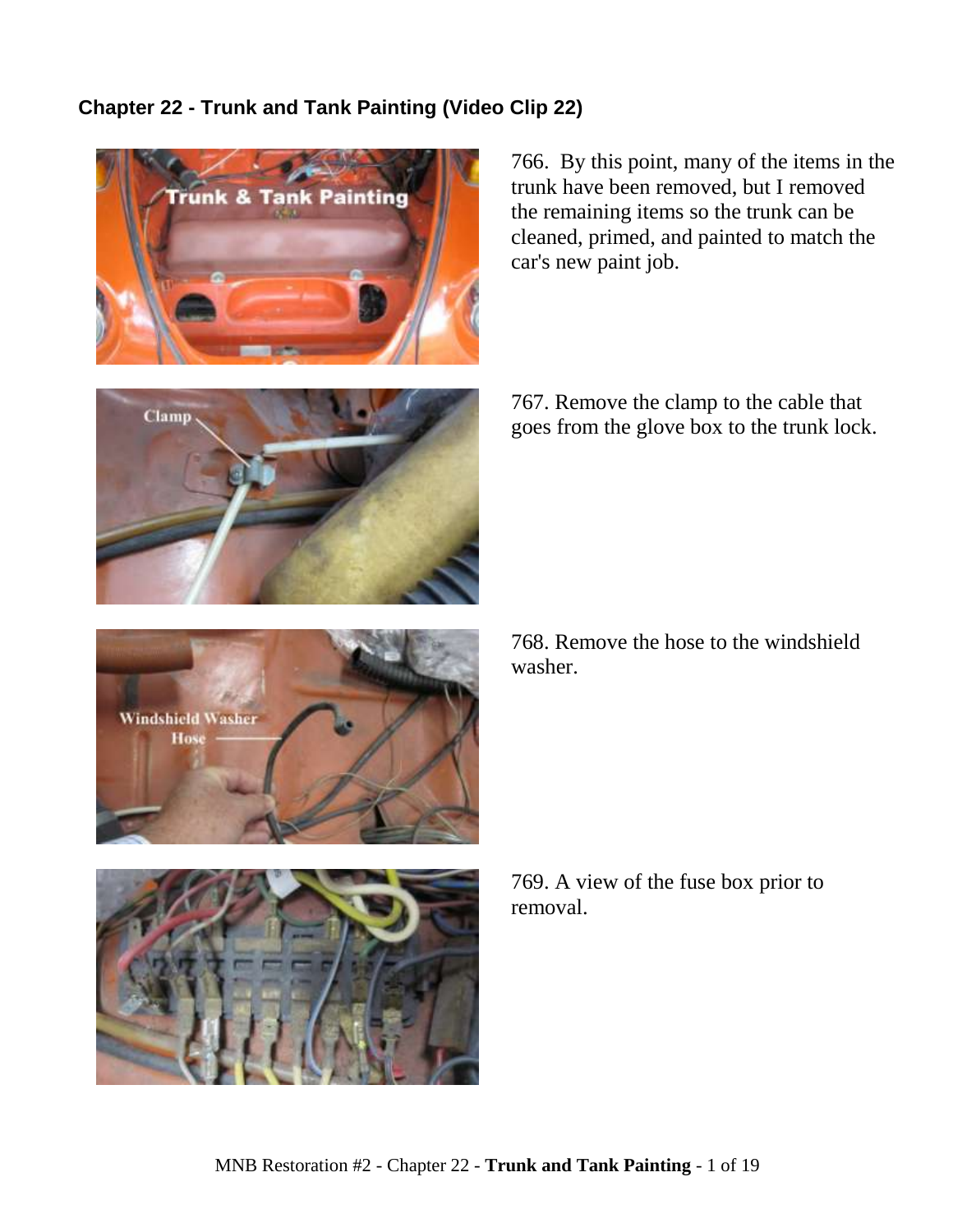## Chapter 22 - Trunk and Tank Painting (Video Clip 22)

766. By this point, many of the items in the trunk have been removed, but I removed the remaining items so the trunk can be cleaned, primed, and painted to match the car's new paint job.

767. Remove the clamp to the cable that goes from the glove box to the trunk lock.

768. Remove the hose to the windshield washer.

769. A view of the fuse box prior to removal.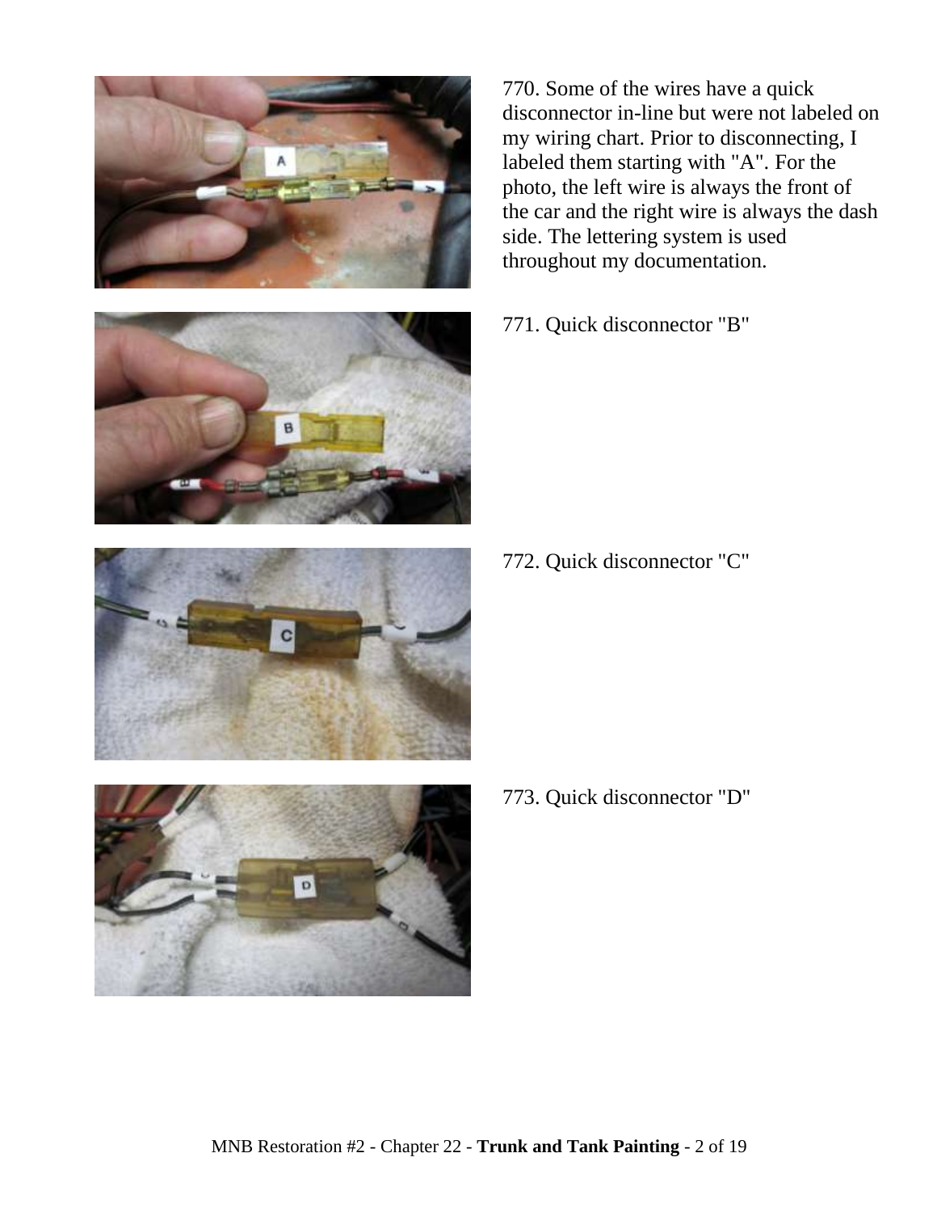770. Some of the wires have a quick disconnector in-line but were not labeled on my wiring chart. Prior to disconnecting, I labeled them starting with "A". For the photo, the left wire is always the front of the car and the right wire is always the dash side. The lettering system is used throughout my documentation.

771. Quick disconnector "B"

772. Quick disconnector "C"

773. Quick disconnector "D"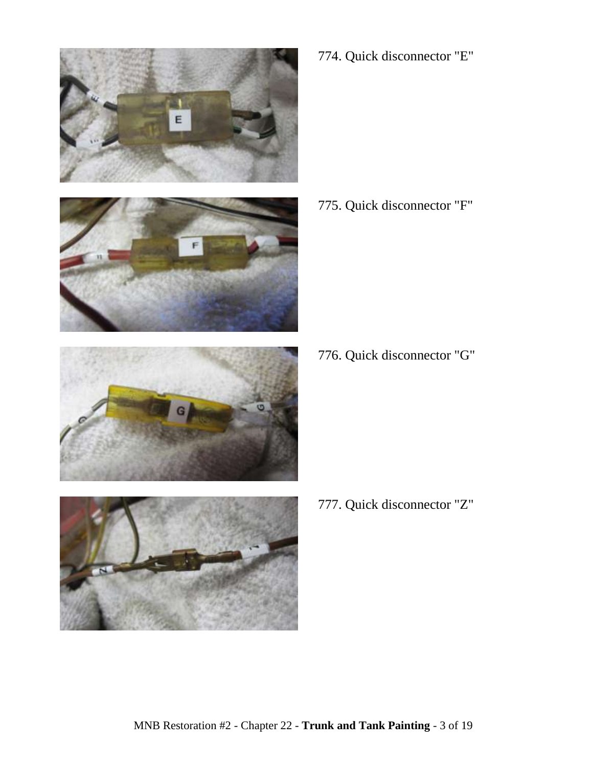774. Quick disconnector "E"

775. Quick disconnector "F"

776. Quick disconnector "G"

777. Quick disconnector "Z"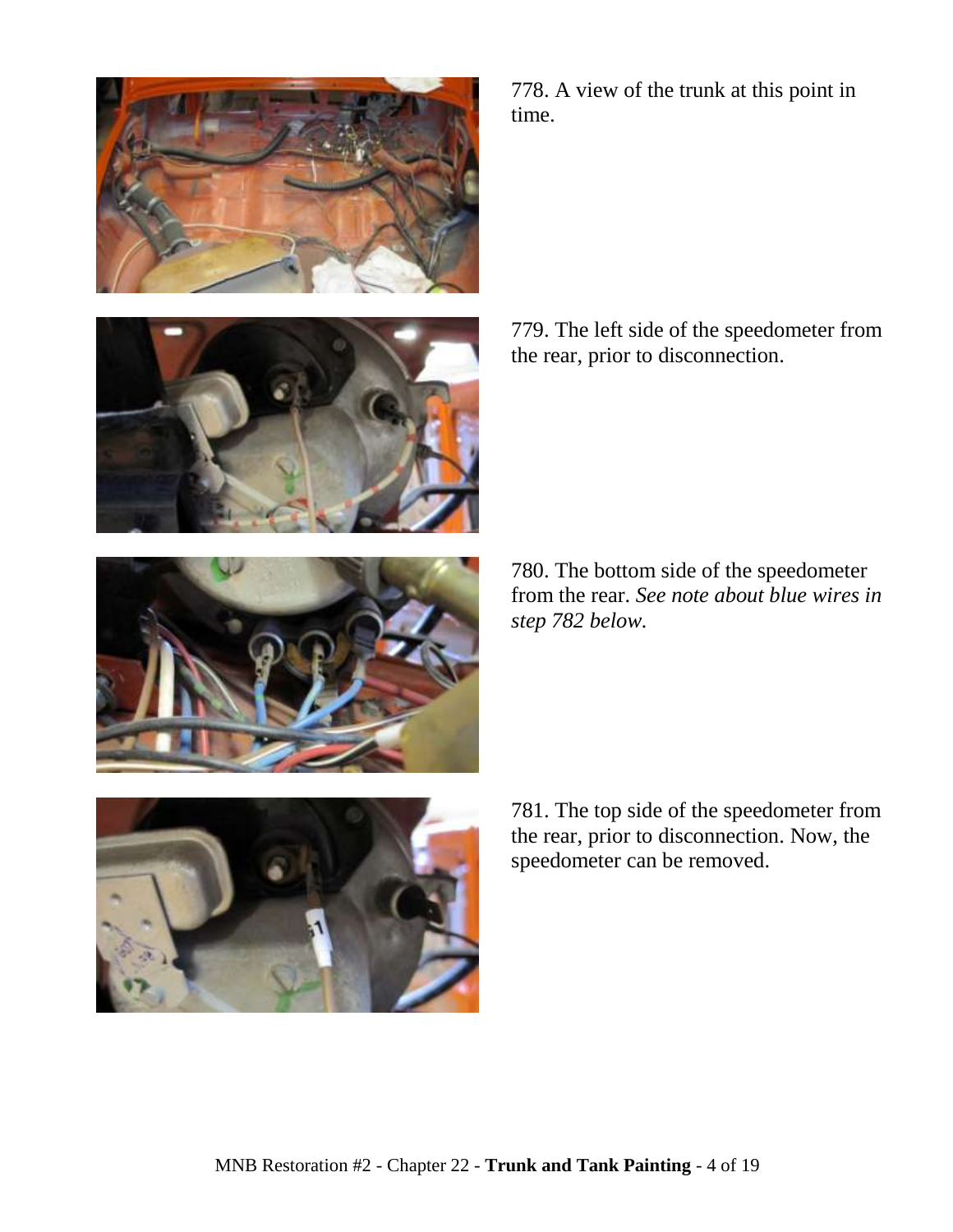778. A view of the trunk at this point in time.

779. The left side of the speedometer from the rear, prior to disconnection.

780. The bottom side of the speedometer from the rear. *See note about blue wires in step 782 below.*

781. The top side of the speedometer from the rear, prior to disconnection. Now, the speedometer can be removed.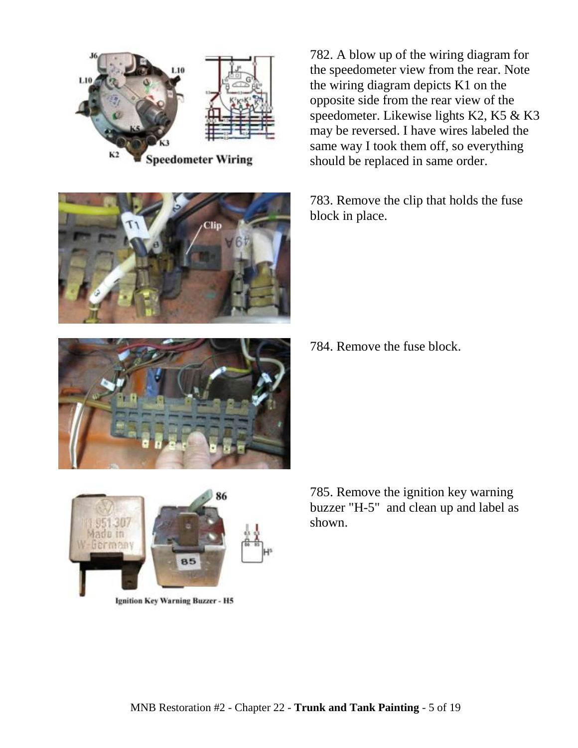782. A blow up of the wiring diagram for the speedometer view from the rear. Note the wiring diagram depicts K1 on the opposite side from the rear view of the speedometer. Likewise lights K2, K5 & K3 may be reversed. I have wires labeled the same way I took them off, so everything should be replaced in same order.

Speedometer Wiring

783. Remove the clip that holds the fuse block in place.

784. Remove the fuse block.

785. Remove the ignition key warning buzzer "H-5" and clean up and label as shown.

Ignition Key Warning Buzzer - H5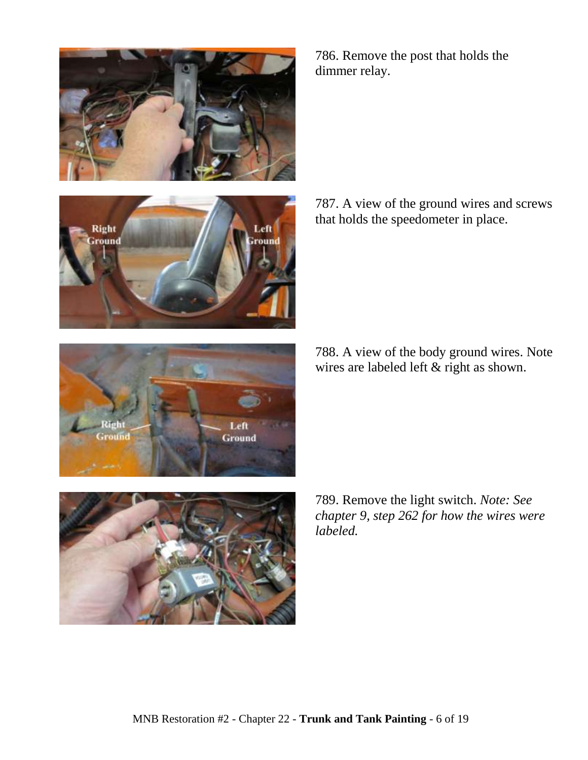786. Remove the post that holds the dimmer relay.

787. A view of the ground wires and screws that holds the speedometer in place.

788. A view of the body ground wires. Note wires are labeled left & right as shown.

789. Remove the light switch. *Note: See chapter 9, step 262 for how the wires were labeled.*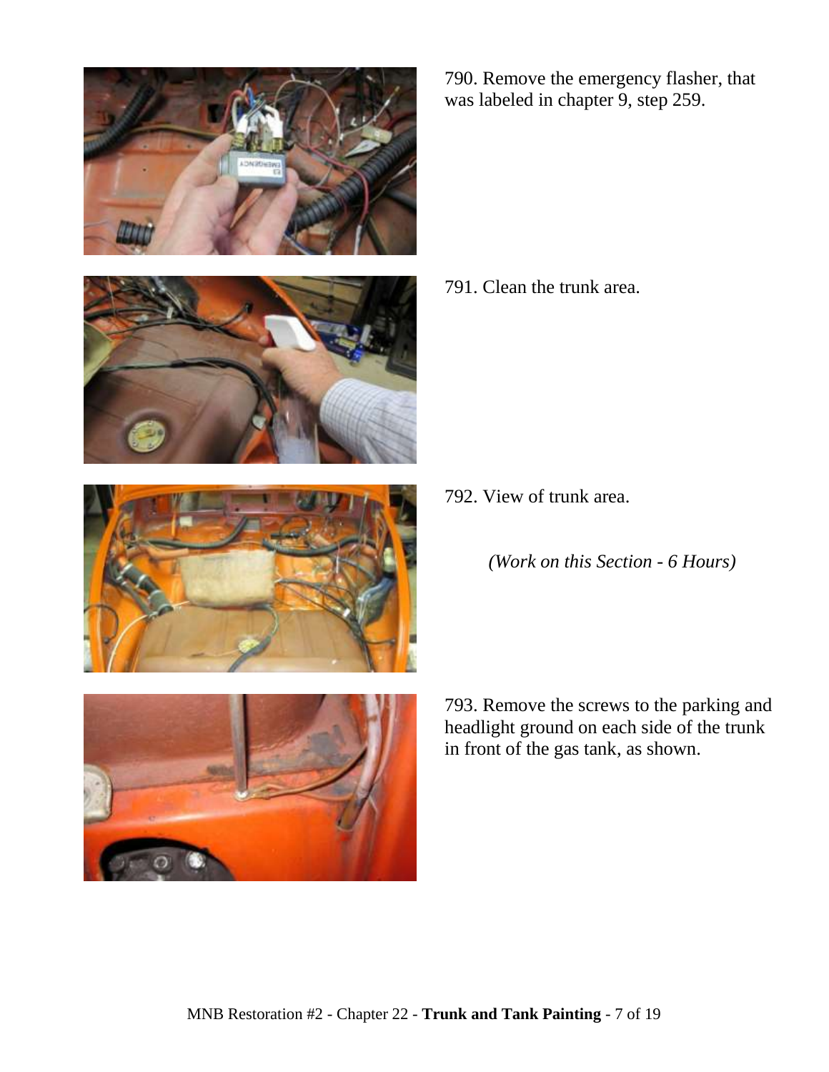790. Remove the emergency flasher, that was labeled in chapter 9, step 259.

791. Clean the trunk area.

792. View of trunk area.

*(Work on this Section - 6 Hours)*

793. Remove the screws to the parking and headlight ground on each side of the trunk in front of the gas tank, as shown.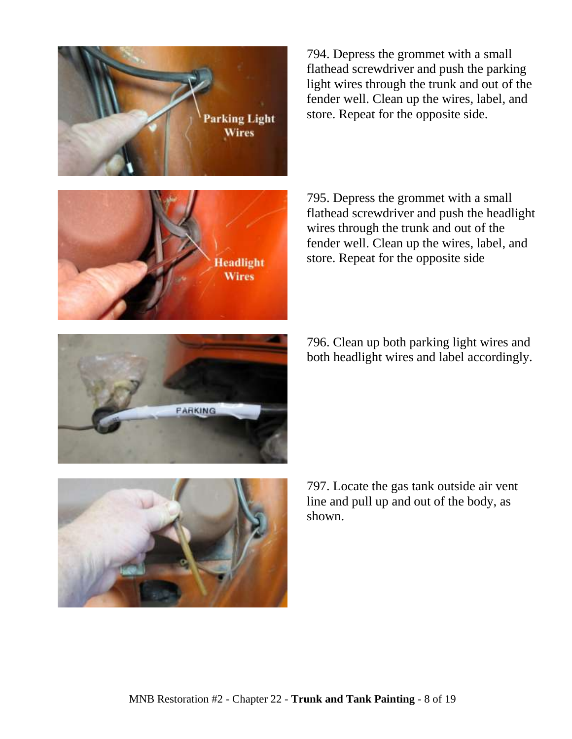794. Depress the grommet with a small flathead screwdriver and push the parking light wires through the trunk and out of the fender well. Clean up the wires, label, and store. Repeat for the opposite side.

795. Depress the grommet with a small flathead screwdriver and push the headlight wires through the trunk and out of the fender well. Clean up the wires, label, and store. Repeat for the opposite side

796. Clean up both parking light wires and both headlight wires and label accordingly.

797. Locate the gas tank outside air vent line and pull up and out of the body, as shown.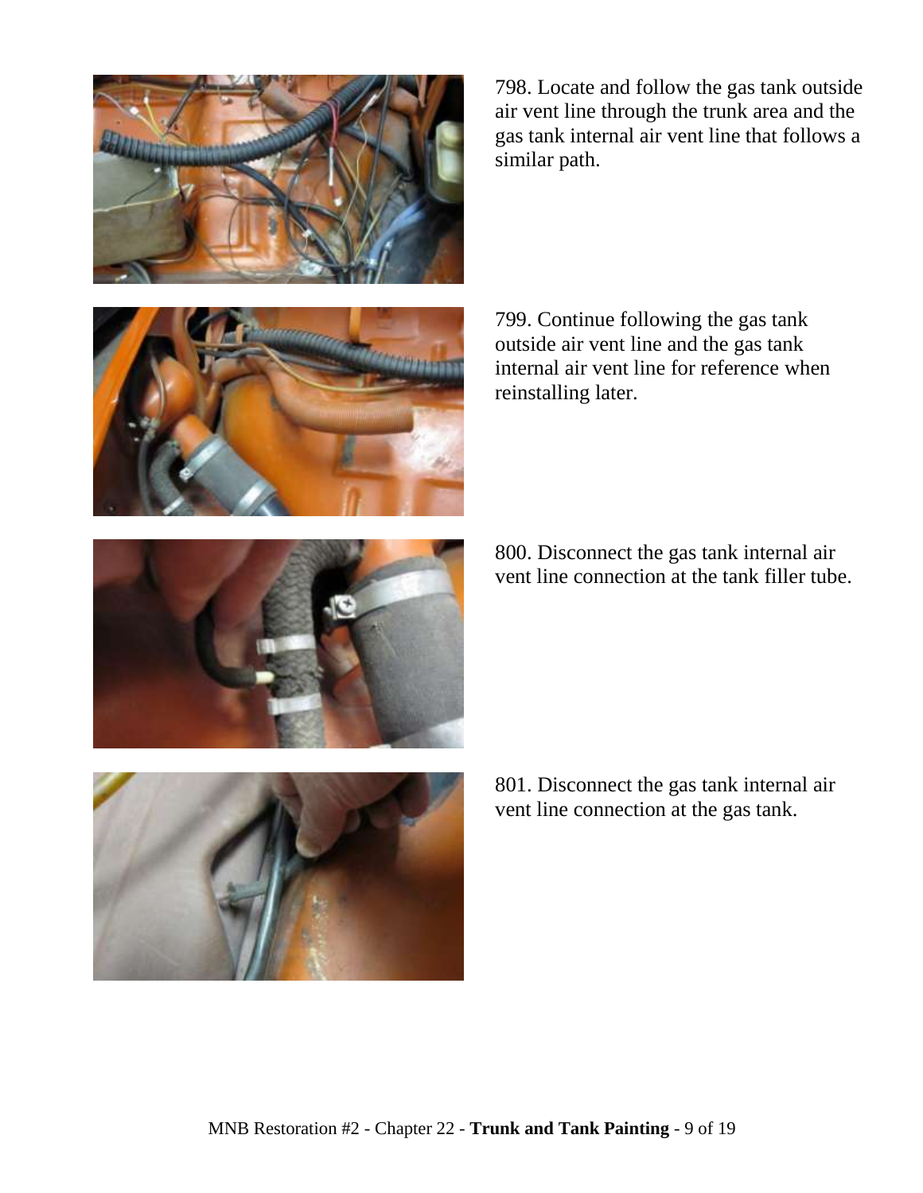798. Locate and follow the gas tank outside air vent line through the trunk area and the gas tank internal air vent line that follows a similar path.

799. Continue following the gas tank outside air vent line and the gas tank internal air vent line for reference when reinstalling later.

800. Disconnect the gas tank internal air vent line connection at the tank filler tube.

801. Disconnect the gas tank internal air vent line connection at the gas tank.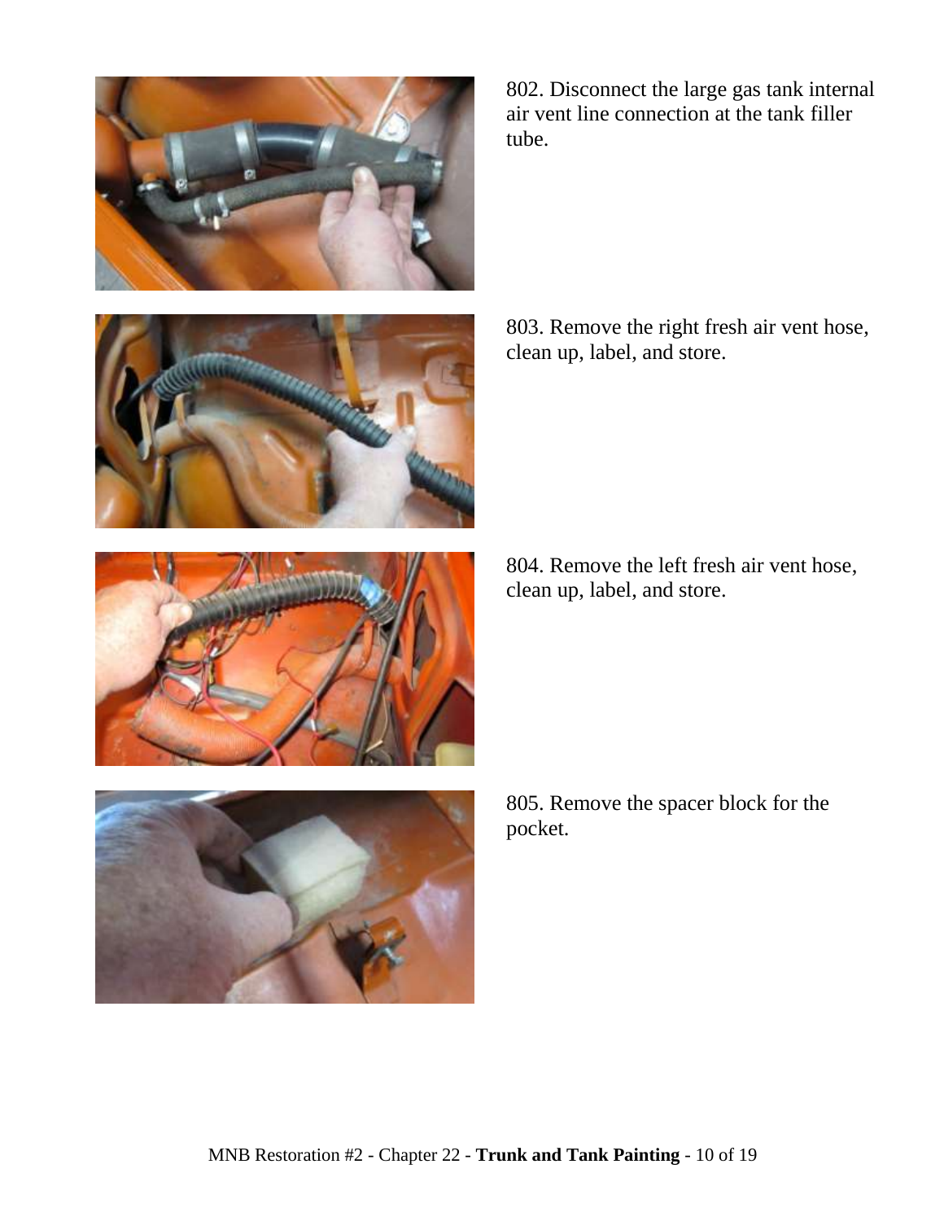802. Disconnect the large gas tank internal air vent line connection at the tank filler tube.

803. Remove the right fresh air vent hose, clean up, label, and store.

804. Remove the left fresh air vent hose, clean up, label, and store.

805. Remove the spacer block for the pocket.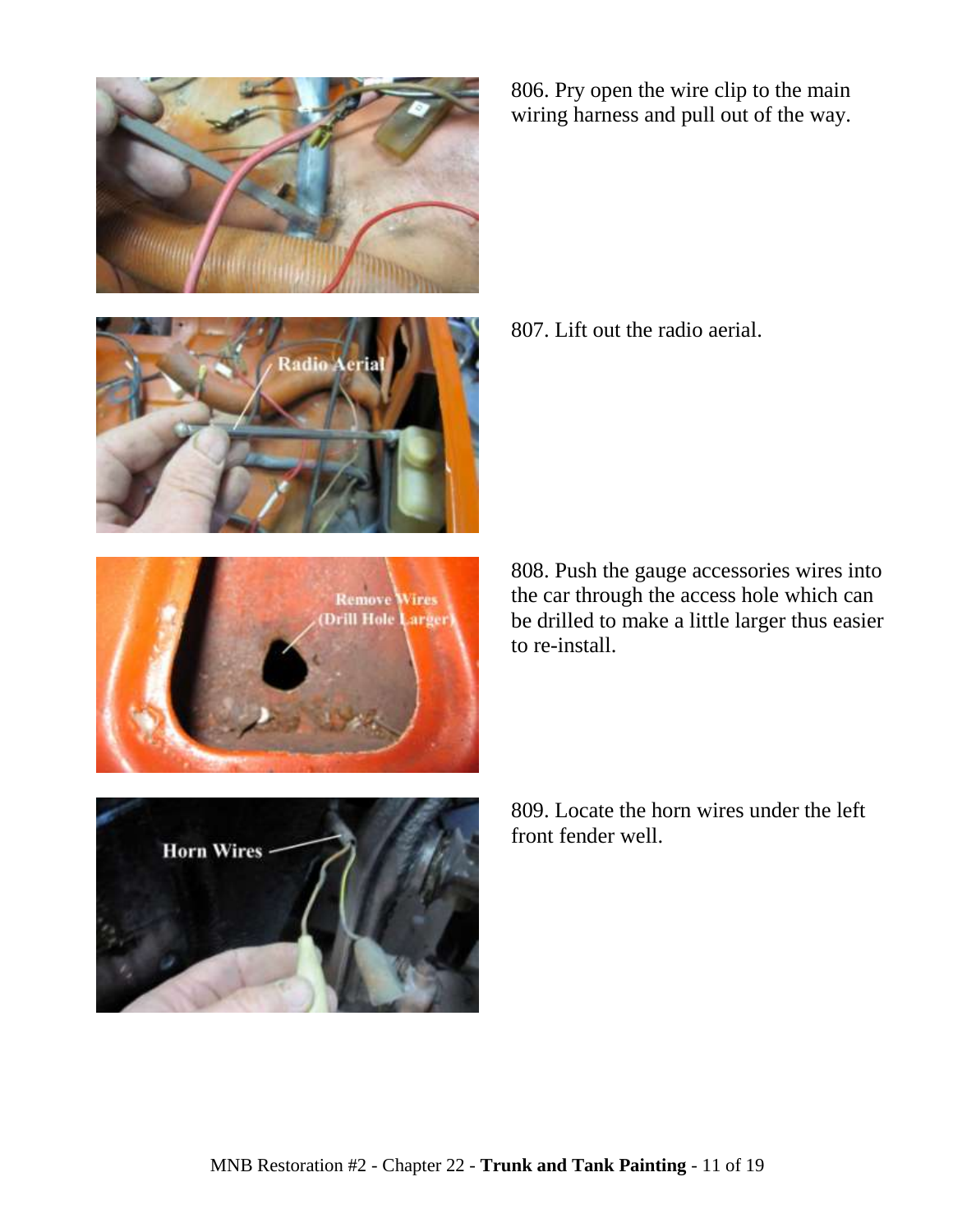806. Pry open the wire clip to the main wiring harness and pull out of the way.

807. Lift out the radio aerial.

808. Push the gauge accessories wires into the car through the access hole which can be drilled to make a little larger thus easier to re-install.

809. Locate the horn wires under the left front fender well.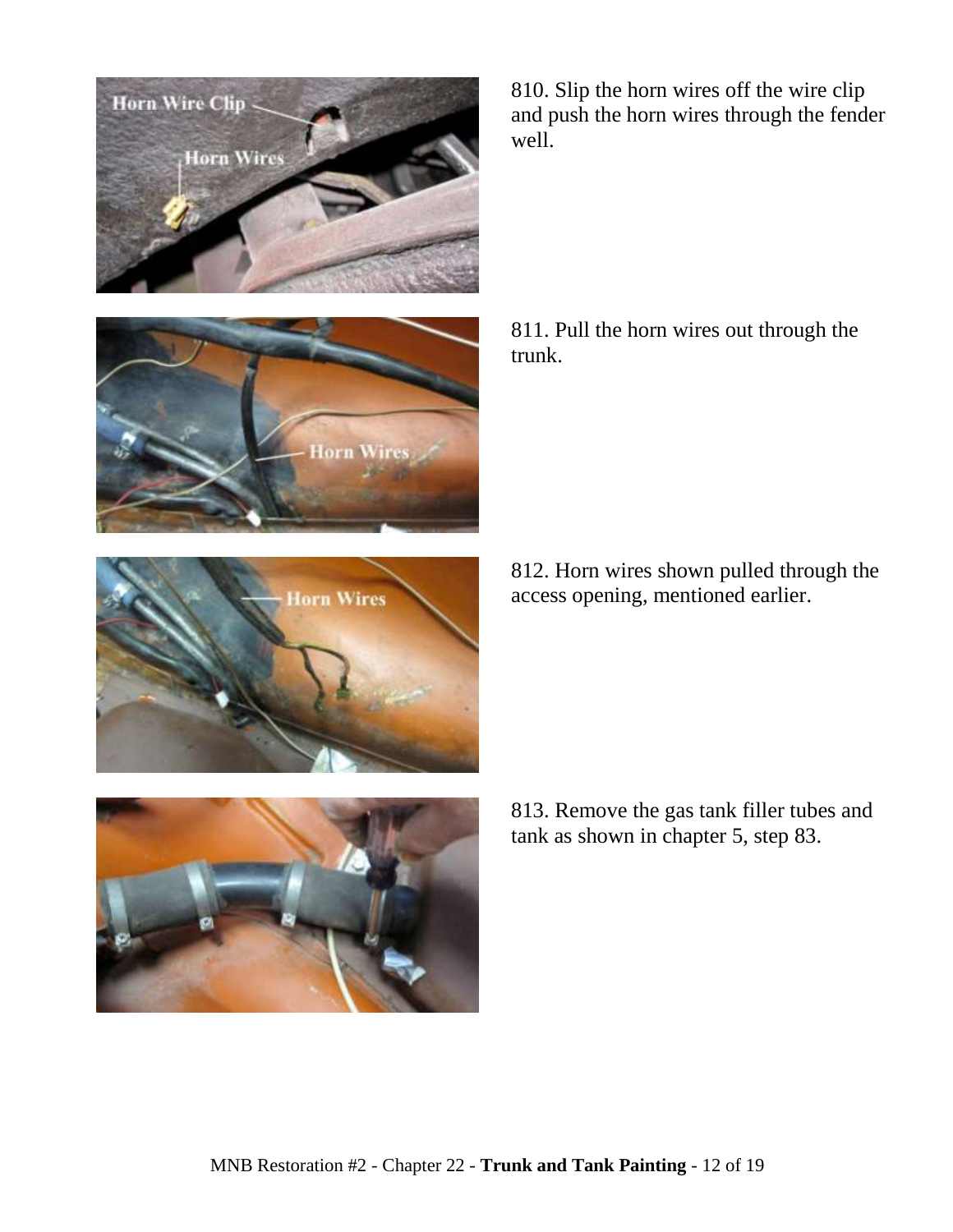810. Slip the horn wires off the wire clip and push the horn wires through the fender well.

811. Pull the horn wires out through the trunk.

812. Horn wires shown pulled through the access opening, mentioned earlier.

813. Remove the gas tank filler tubes and tank as shown in chapter 5, step 83.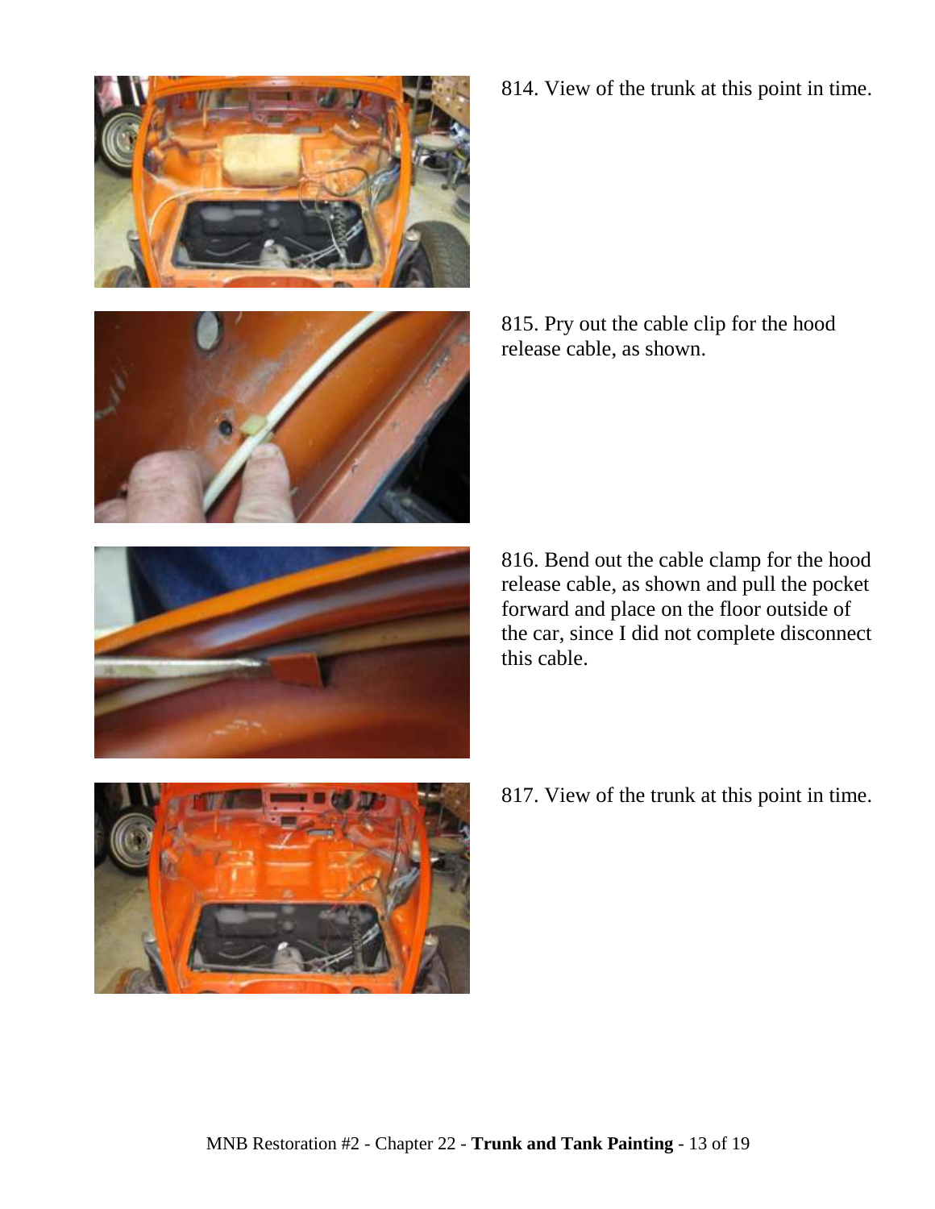814. View of the trunk at this point in time.

815. Pry out the cable clip for the hood release cable, as shown.

816. Bend out the cable clamp for the hood release cable, as shown and pull the pocket forward and place on the floor outside of the car, since I did not complete disconnect this cable.

817. View of the trunk at this point in time.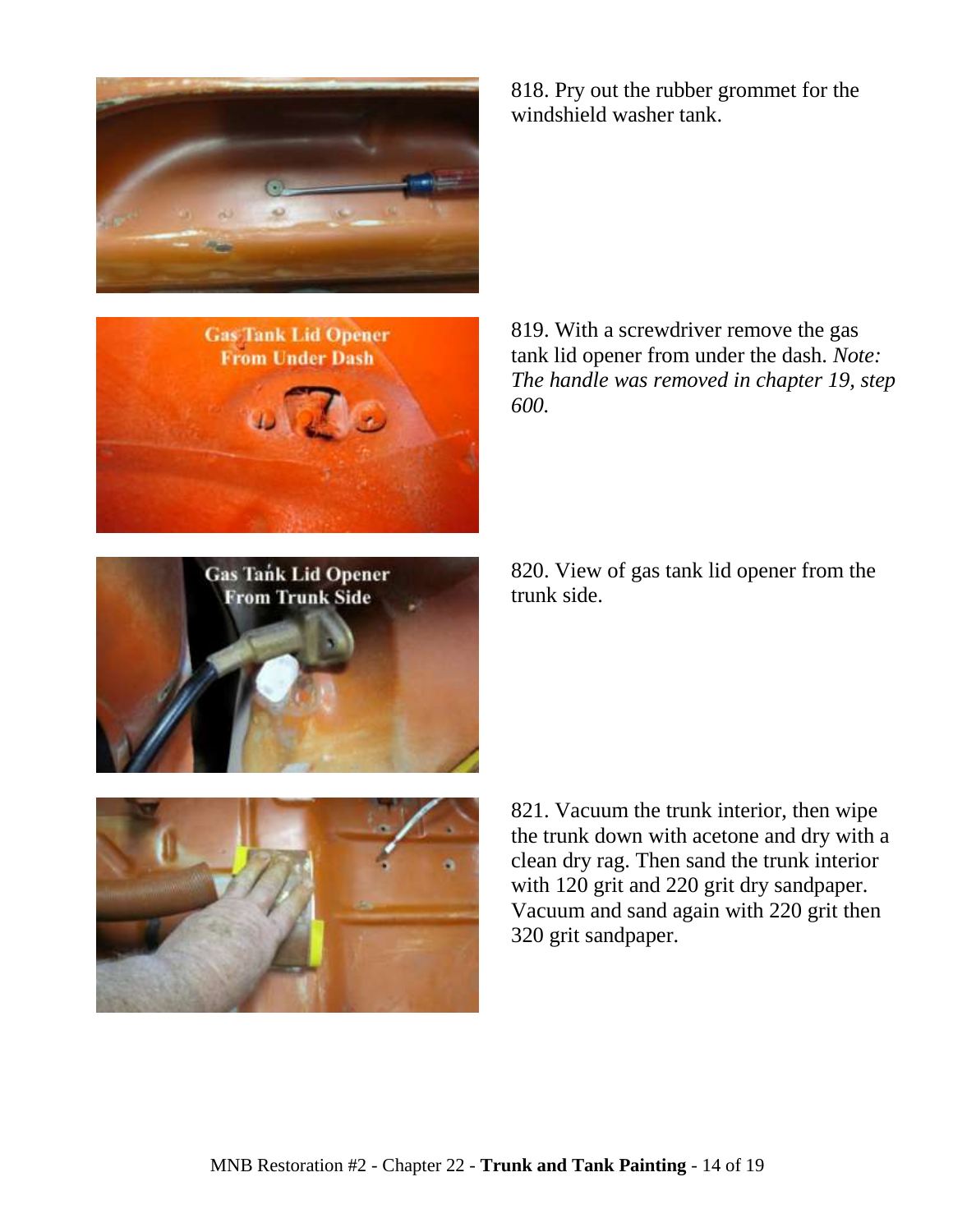818. Pry out the rubber grommet for the windshield washer tank.

819. With a screwdriver remove the gas tank lid opener from under the dash. *Note: The handle was removed in chapter 19, step 600.*

820. View of gas tank lid opener from the trunk side.

821. Vacuum the trunk interior, then wipe the trunk down with acetone and dry with a clean dry rag. Then sand the trunk interior with 120 grit and 220 grit dry sandpaper. Vacuum and sand again with 220 grit then 320 grit sandpaper.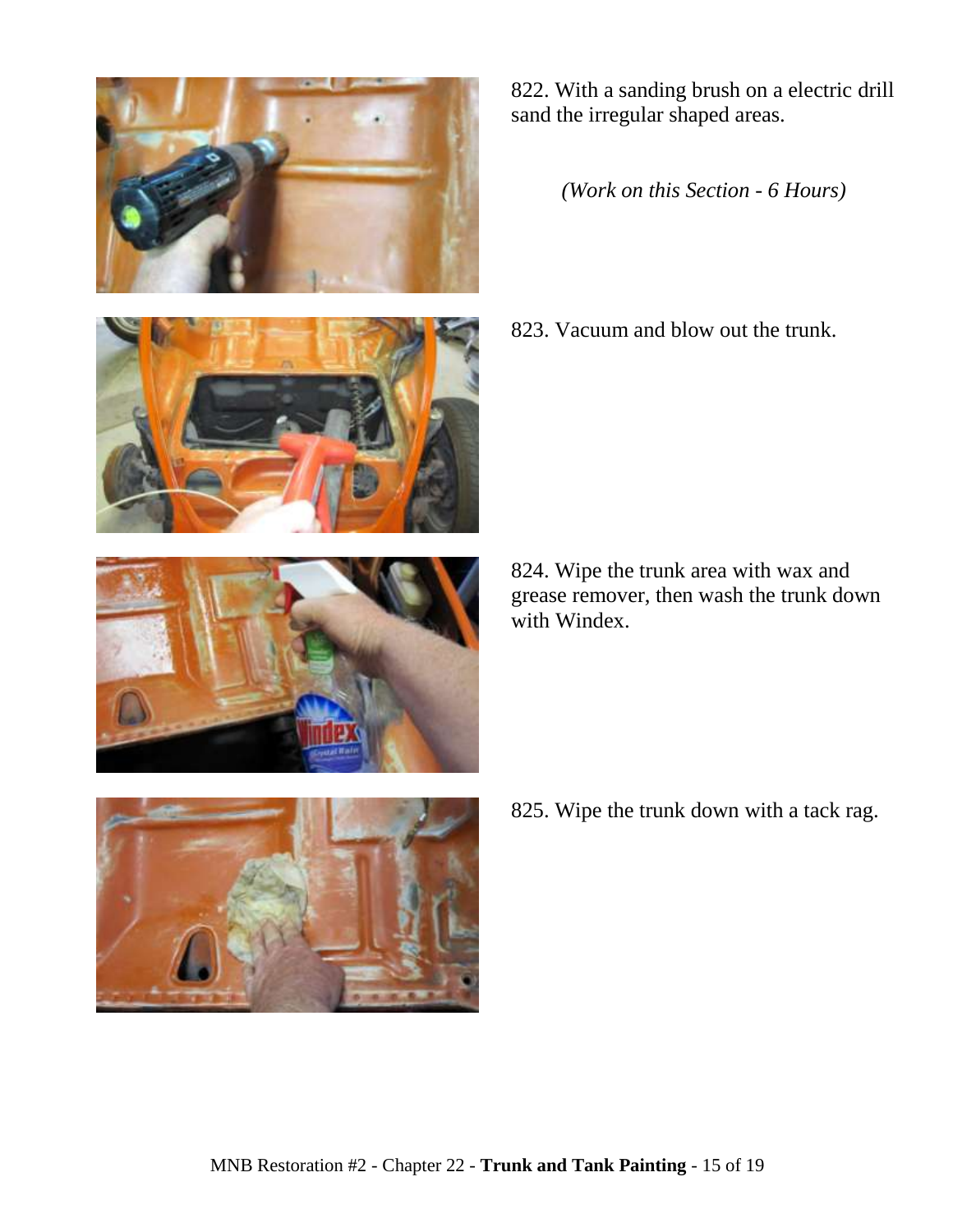822. With a sanding brush on a electric drill sand the irregular shaped areas.

*(Work on this Section - 6 Hours)*

823. Vacuum and blow out the trunk.

824. Wipe the trunk area with wax and grease remover, then wash the trunk down with Windex.

825. Wipe the trunk down with a tack rag.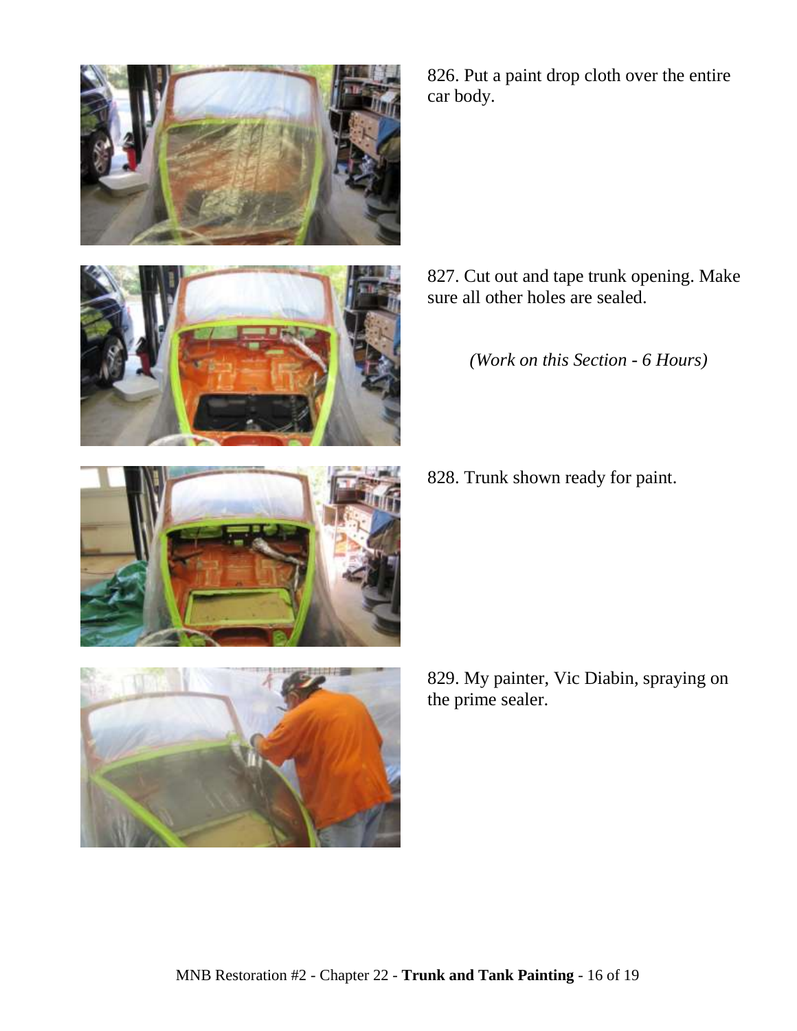826. Put a paint drop cloth over the entire car body.

827. Cut out and tape trunk opening. Make sure all other holes are sealed.

*(Work on this Section - 6 Hours)*

828. Trunk shown ready for paint.

829. My painter, Vic Diabin, spraying on the prime sealer.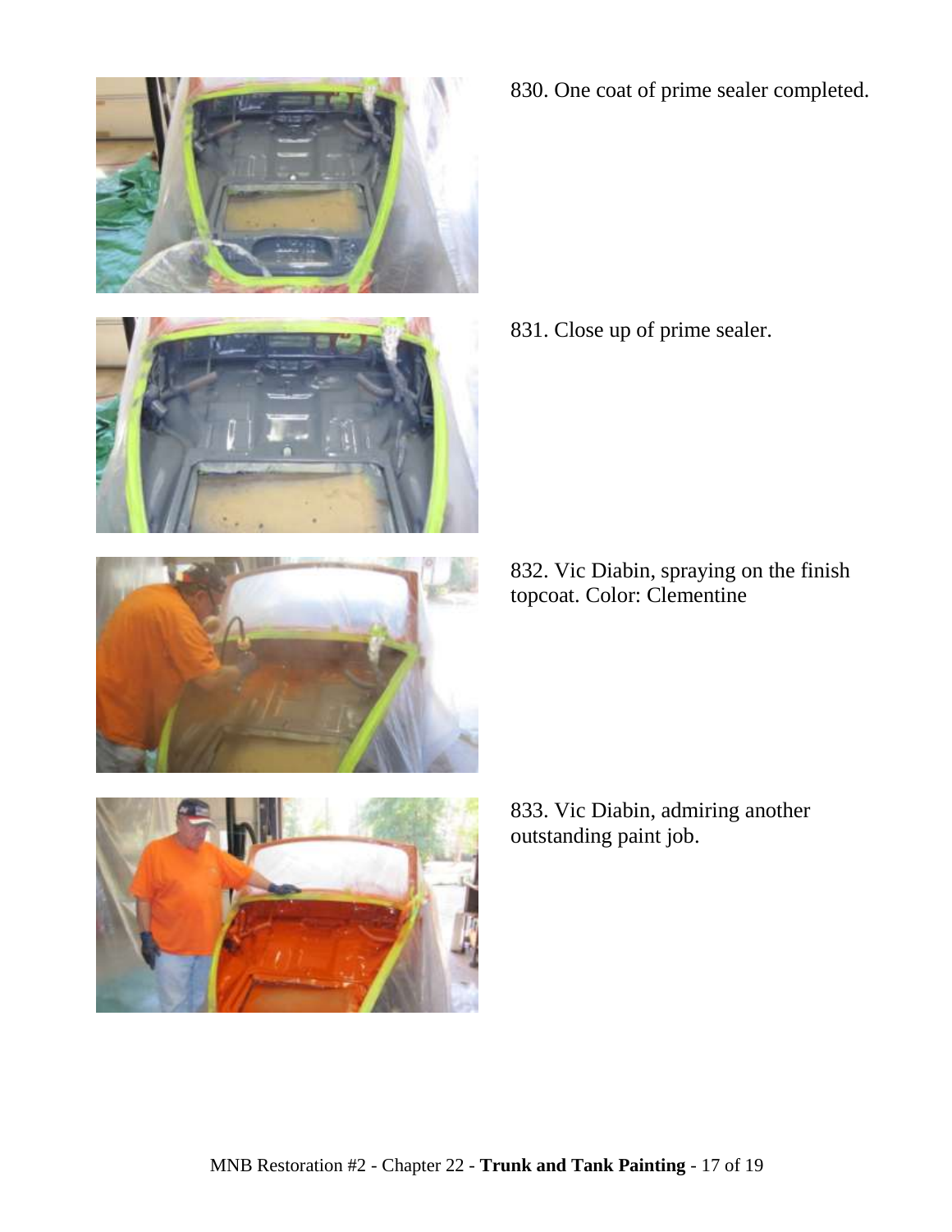830. One coat of prime sealer completed.

831. Close up of prime sealer.

832. Vic Diabin, spraying on the finish topcoat. Color: Clementine

833. Vic Diabin, admiring another outstanding paint job.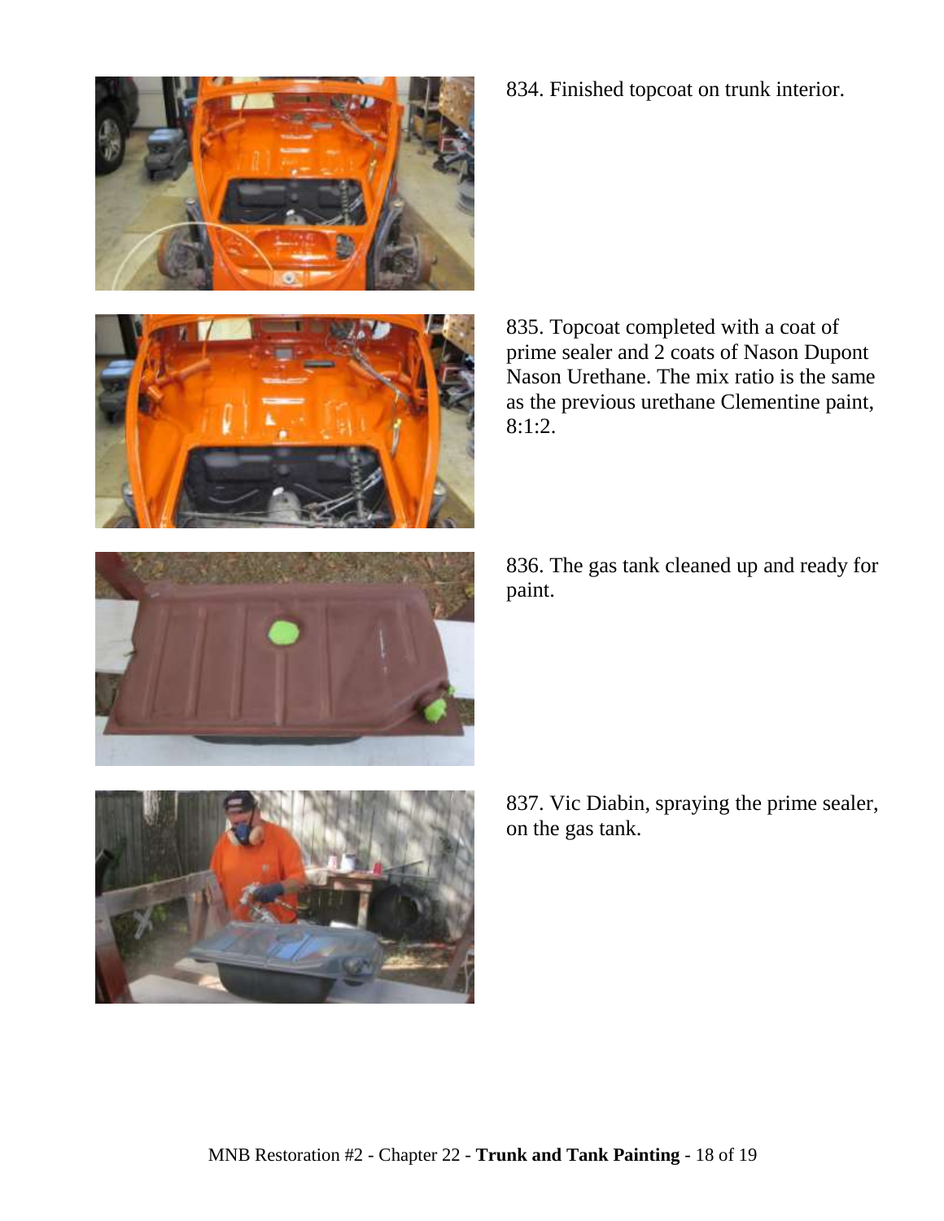834. Finished topcoat on trunk interior.

835. Topcoat completed with a coat of prime sealer and 2 coats of Nason Dupont Nason Urethane. The mix ratio is the same as the previous urethane Clementine paint, 8:1:2.

836. The gas tank cleaned up and ready for paint.

837. Vic Diabin, spraying the prime sealer, on the gas tank.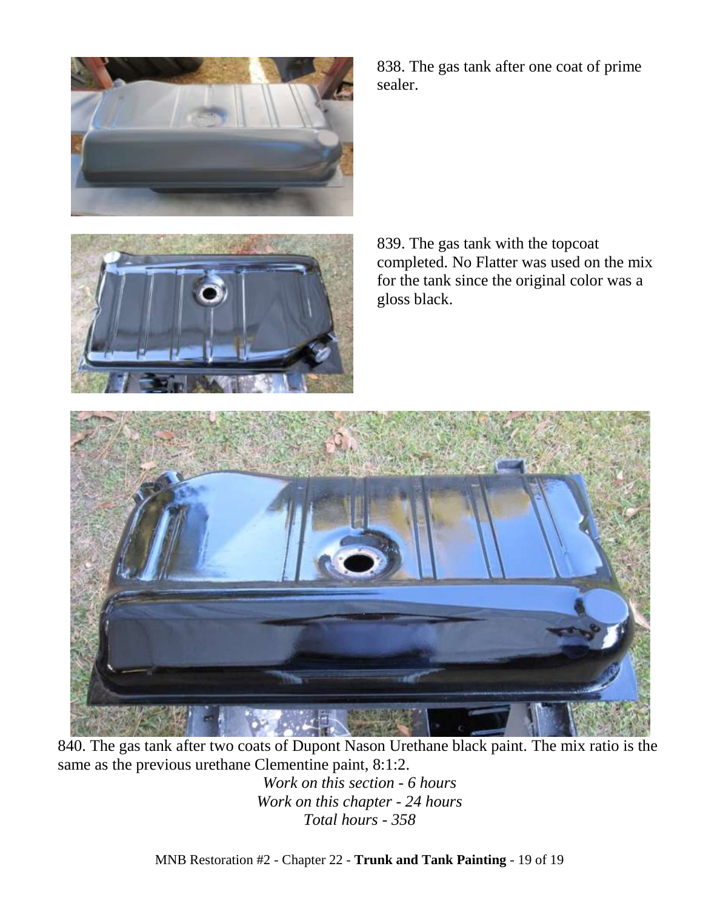838. The gas tank after one coat of prime sealer.

839. The gas tank with the topcoat completed. No Flatter was used on the mix for the tank since the original color was a gloss black.

840. The gas tank after two coats of Dupont Nason Urethane black paint. The mix ratio is the same as the previous urethane Clementine paint, 8:1:2.

*Work on this section - 6 hours*

*Work on this chapter - 24 hours*

*Total hours - 358*